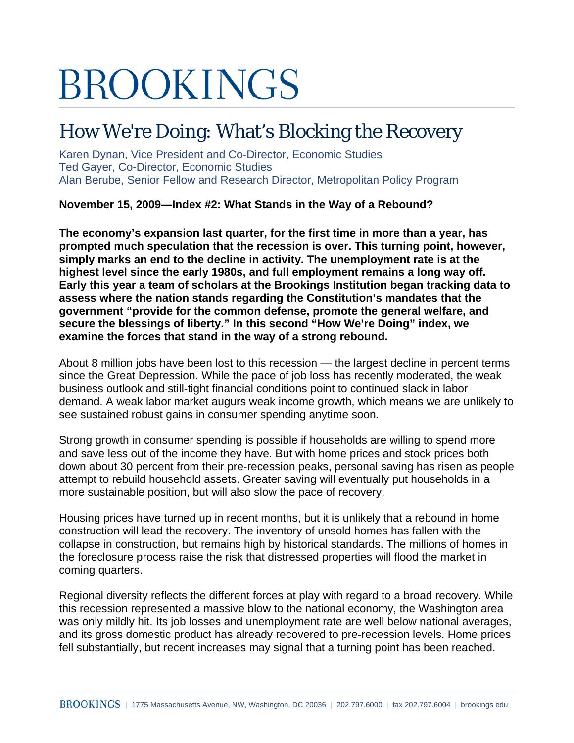# BROOKINGS

## How We're Doing: What's Blocking the Recovery

Karen Dynan, Vice President and Co-Director, Economic Studies
Ted Gayer, Co-Director, Economic Studies
Alan Berube, Senior Fellow and Research Director, Metropolitan Policy Program

**November 15, 2009—Index #2: What Stands in the Way of a Rebound?**

**The economy's expansion last quarter, for the first time in more than a year, has prompted much speculation that the recession is over. This turning point, however, simply marks an end to the decline in activity. The unemployment rate is at the highest level since the early 1980s, and full employment remains a long way off. Early this year a team of scholars at the Brookings Institution began tracking data to assess where the nation stands regarding the Constitution's mandates that the government "provide for the common defense, promote the general welfare, and secure the blessings of liberty." In this second "How We're Doing" index, we examine the forces that stand in the way of a strong rebound.**

About 8 million jobs have been lost to this recession — the largest decline in percent terms since the Great Depression. While the pace of job loss has recently moderated, the weak business outlook and still-tight financial conditions point to continued slack in labor demand. A weak labor market augurs weak income growth, which means we are unlikely to see sustained robust gains in consumer spending anytime soon.

Strong growth in consumer spending is possible if households are willing to spend more and save less out of the income they have. But with home prices and stock prices both down about 30 percent from their pre-recession peaks, personal saving has risen as people attempt to rebuild household assets. Greater saving will eventually put households in a more sustainable position, but will also slow the pace of recovery.

Housing prices have turned up in recent months, but it is unlikely that a rebound in home construction will lead the recovery. The inventory of unsold homes has fallen with the collapse in construction, but remains high by historical standards. The millions of homes in the foreclosure process raise the risk that distressed properties will flood the market in coming quarters.

Regional diversity reflects the different forces at play with regard to a broad recovery. While this recession represented a massive blow to the national economy, the Washington area was only mildly hit. Its job losses and unemployment rate are well below national averages, and its gross domestic product has already recovered to pre-recession levels. Home prices fell substantially, but recent increases may signal that a turning point has been reached.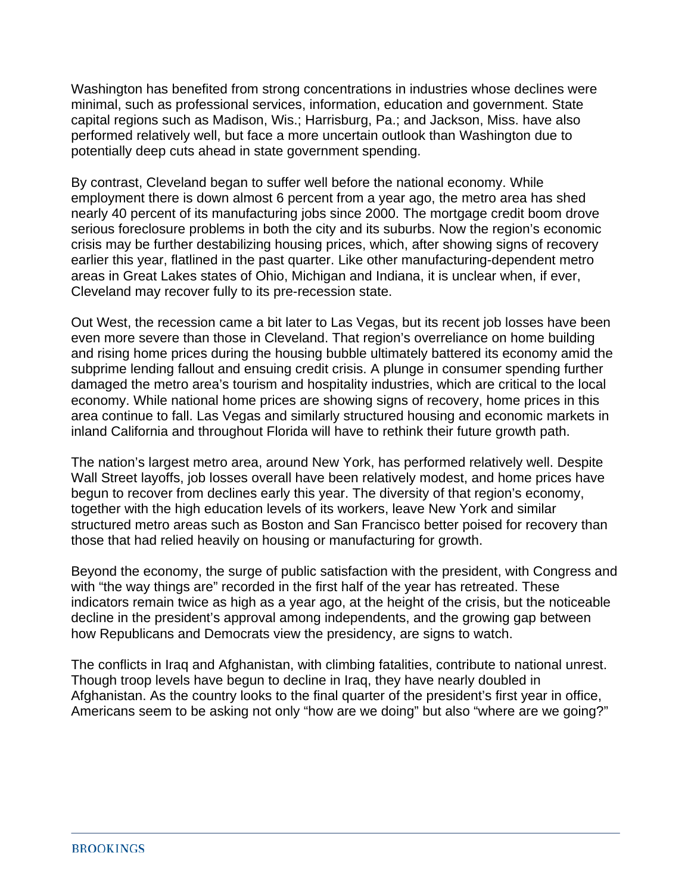Washington has benefited from strong concentrations in industries whose declines were minimal, such as professional services, information, education and government. State capital regions such as Madison, Wis.; Harrisburg, Pa.; and Jackson, Miss. have also performed relatively well, but face a more uncertain outlook than Washington due to potentially deep cuts ahead in state government spending.

By contrast, Cleveland began to suffer well before the national economy. While employment there is down almost 6 percent from a year ago, the metro area has shed nearly 40 percent of its manufacturing jobs since 2000. The mortgage credit boom drove serious foreclosure problems in both the city and its suburbs. Now the region's economic crisis may be further destabilizing housing prices, which, after showing signs of recovery earlier this year, flatlined in the past quarter. Like other manufacturing-dependent metro areas in Great Lakes states of Ohio, Michigan and Indiana, it is unclear when, if ever, Cleveland may recover fully to its pre-recession state.

Out West, the recession came a bit later to Las Vegas, but its recent job losses have been even more severe than those in Cleveland. That region's overreliance on home building and rising home prices during the housing bubble ultimately battered its economy amid the subprime lending fallout and ensuing credit crisis. A plunge in consumer spending further damaged the metro area's tourism and hospitality industries, which are critical to the local economy. While national home prices are showing signs of recovery, home prices in this area continue to fall. Las Vegas and similarly structured housing and economic markets in inland California and throughout Florida will have to rethink their future growth path.

The nation's largest metro area, around New York, has performed relatively well. Despite Wall Street layoffs, job losses overall have been relatively modest, and home prices have begun to recover from declines early this year. The diversity of that region's economy, together with the high education levels of its workers, leave New York and similar structured metro areas such as Boston and San Francisco better poised for recovery than those that had relied heavily on housing or manufacturing for growth.

Beyond the economy, the surge of public satisfaction with the president, with Congress and with "the way things are" recorded in the first half of the year has retreated. These indicators remain twice as high as a year ago, at the height of the crisis, but the noticeable decline in the president's approval among independents, and the growing gap between how Republicans and Democrats view the presidency, are signs to watch.

The conflicts in Iraq and Afghanistan, with climbing fatalities, contribute to national unrest. Though troop levels have begun to decline in Iraq, they have nearly doubled in Afghanistan. As the country looks to the final quarter of the president's first year in office, Americans seem to be asking not only "how are we doing" but also "where are we going?"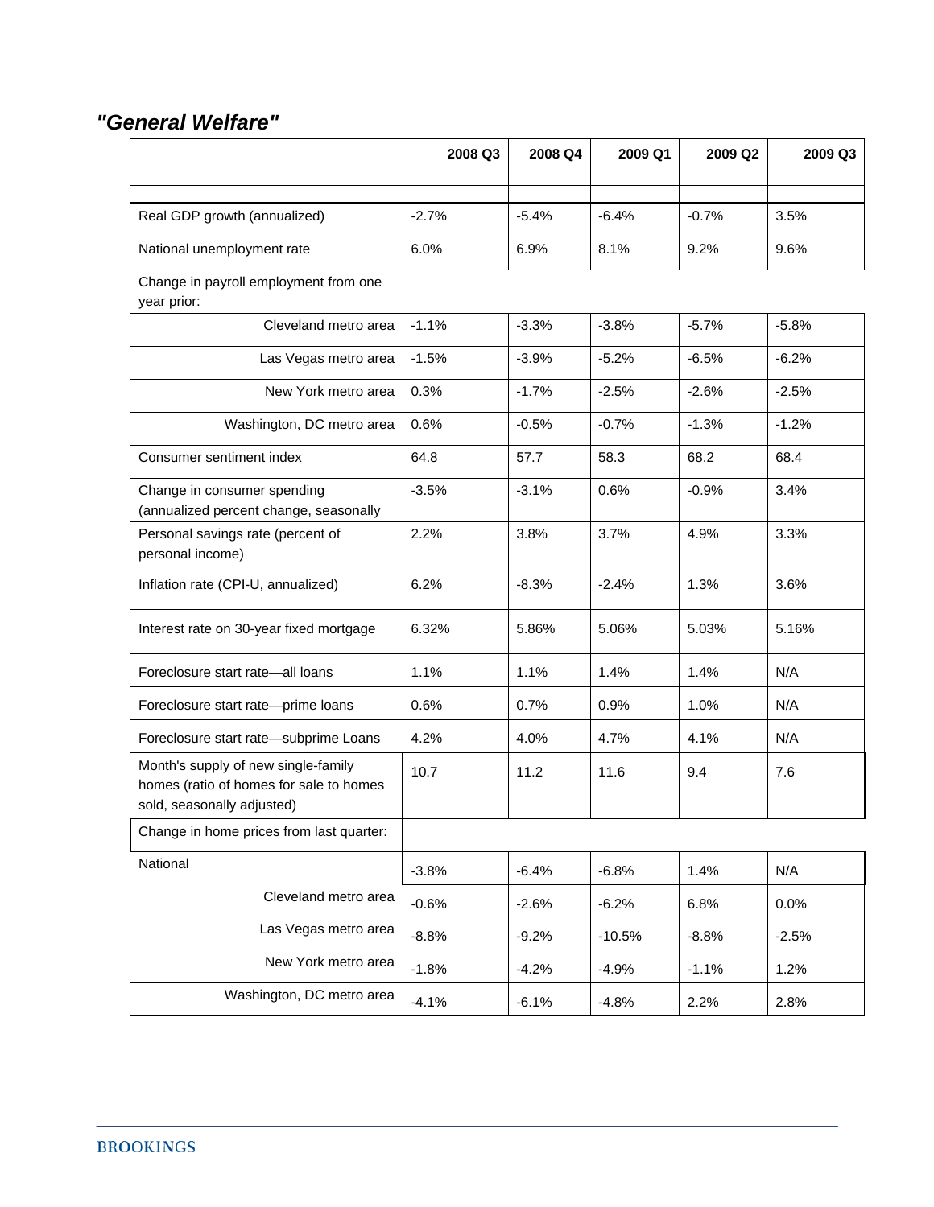## *"General Welfare"*

| | 2008 Q3 | 2008 Q4 | 2009 Q1 | 2009 Q2 | 2009 Q3 |
|---|---|---|---|---|---|
| Real GDP growth (annualized) | -2.7% | -5.4% | -6.4% | -0.7% | 3.5% |
| National unemployment rate | 6.0% | 6.9% | 8.1% | 9.2% | 9.6% |
| Change in payroll employment from one year prior: | | | | | |
| Cleveland metro area | -1.1% | -3.3% | -3.8% | -5.7% | -5.8% |
| Las Vegas metro area | -1.5% | -3.9% | -5.2% | -6.5% | -6.2% |
| New York metro area | 0.3% | -1.7% | -2.5% | -2.6% | -2.5% |
| Washington, DC metro area | 0.6% | -0.5% | -0.7% | -1.3% | -1.2% |
| Consumer sentiment index | 64.8 | 57.7 | 58.3 | 68.2 | 68.4 |
| Change in consumer spending (annualized percent change, seasonally | -3.5% | -3.1% | 0.6% | -0.9% | 3.4% |
| Personal savings rate (percent of personal income) | 2.2% | 3.8% | 3.7% | 4.9% | 3.3% |
| Inflation rate (CPI-U, annualized) | 6.2% | -8.3% | -2.4% | 1.3% | 3.6% |
| Interest rate on 30-year fixed mortgage | 6.32% | 5.86% | 5.06% | 5.03% | 5.16% |
| Foreclosure start rate—all loans | 1.1% | 1.1% | 1.4% | 1.4% | N/A |
| Foreclosure start rate—prime loans | 0.6% | 0.7% | 0.9% | 1.0% | N/A |
| Foreclosure start rate—subprime Loans | 4.2% | 4.0% | 4.7% | 4.1% | N/A |
| Month's supply of new single-family homes (ratio of homes for sale to homes sold, seasonally adjusted) | 10.7 | 11.2 | 11.6 | 9.4 | 7.6 |
| Change in home prices from last quarter: | | | | | |
| National | -3.8% | -6.4% | -6.8% | 1.4% | N/A |
| Cleveland metro area | -0.6% | -2.6% | -6.2% | 6.8% | 0.0% |
| Las Vegas metro area | -8.8% | -9.2% | -10.5% | -8.8% | -2.5% |
| New York metro area | -1.8% | -4.2% | -4.9% | -1.1% | 1.2% |
| Washington, DC metro area | -4.1% | -6.1% | -4.8% | 2.2% | 2.8% |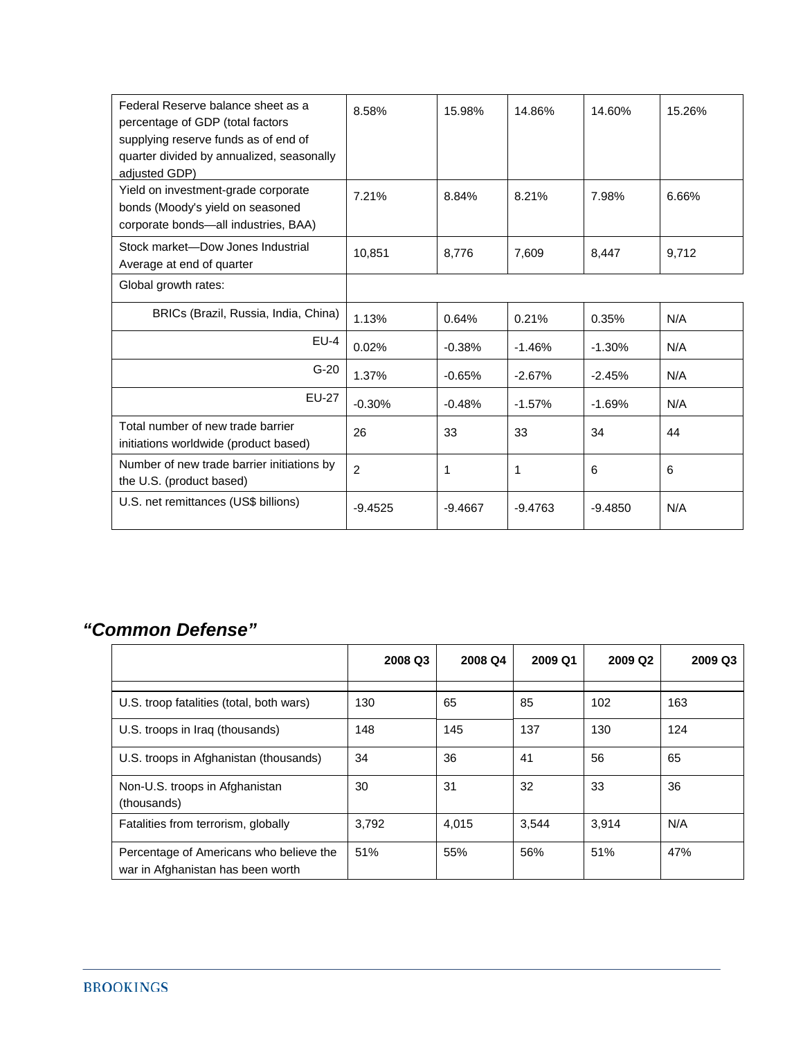| | | | | | |
|---|---|---|---|---|---|
| Federal Reserve balance sheet as a percentage of GDP (total factors supplying reserve funds as of end of quarter divided by annualized, seasonally adjusted GDP) | 8.58% | 15.98% | 14.86% | 14.60% | 15.26% |
| Yield on investment-grade corporate bonds (Moody's yield on seasoned corporate bonds—all industries, BAA) | 7.21% | 8.84% | 8.21% | 7.98% | 6.66% |
| Stock market—Dow Jones Industrial Average at end of quarter | 10,851 | 8,776 | 7,609 | 8,447 | 9,712 |
| Global growth rates: | | | | | |
| BRICs (Brazil, Russia, India, China) | 1.13% | 0.64% | 0.21% | 0.35% | N/A |
| EU-4 | 0.02% | -0.38% | -1.46% | -1.30% | N/A |
| G-20 | 1.37% | -0.65% | -2.67% | -2.45% | N/A |
| EU-27 | -0.30% | -0.48% | -1.57% | -1.69% | N/A |
| Total number of new trade barrier initiations worldwide (product based) | 26 | 33 | 33 | 34 | 44 |
| Number of new trade barrier initiations by the U.S. (product based) | 2 | 1 | 1 | 6 | 6 |
| U.S. net remittances (US$ billions) | -9.4525 | -9.4667 | -9.4763 | -9.4850 | N/A |

## *"Common Defense"*

| | 2008 Q3 | 2008 Q4 | 2009 Q1 | 2009 Q2 | 2009 Q3 |
|---|---|---|---|---|---|
| U.S. troop fatalities (total, both wars) | 130 | 65 | 85 | 102 | 163 |
| U.S. troops in Iraq (thousands) | 148 | 145 | 137 | 130 | 124 |
| U.S. troops in Afghanistan (thousands) | 34 | 36 | 41 | 56 | 65 |
| Non-U.S. troops in Afghanistan (thousands) | 30 | 31 | 32 | 33 | 36 |
| Fatalities from terrorism, globally | 3,792 | 4,015 | 3,544 | 3,914 | N/A |
| Percentage of Americans who believe the war in Afghanistan has been worth | 51% | 55% | 56% | 51% | 47% |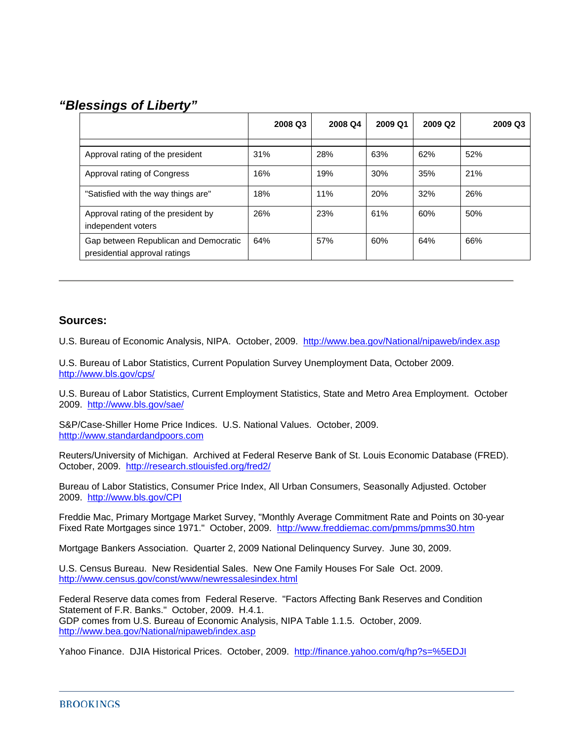## *"Blessings of Liberty"*

| | 2008 Q3 | 2008 Q4 | 2009 Q1 | 2009 Q2 | 2009 Q3 |
|---|---|---|---|---|---|
| Approval rating of the president | 31% | 28% | 63% | 62% | 52% |
| Approval rating of Congress | 16% | 19% | 30% | 35% | 21% |
| "Satisfied with the way things are" | 18% | 11% | 20% | 32% | 26% |
| Approval rating of the president by independent voters | 26% | 23% | 61% | 60% | 50% |
| Gap between Republican and Democratic presidential approval ratings | 64% | 57% | 60% | 64% | 66% |

---

## Sources:

U.S. Bureau of Economic Analysis, NIPA. October, 2009. http://www.bea.gov/National/nipaweb/index.asp

U.S. Bureau of Labor Statistics, Current Population Survey Unemployment Data, October 2009. http://www.bls.gov/cps/

U.S. Bureau of Labor Statistics, Current Employment Statistics, State and Metro Area Employment. October 2009. http://www.bls.gov/sae/

S&P/Case-Shiller Home Price Indices. U.S. National Values. October, 2009. htttp://www.standardandpoors.com

Reuters/University of Michigan. Archived at Federal Reserve Bank of St. Louis Economic Database (FRED). October, 2009. http://research.stlouisfed.org/fred2/

Bureau of Labor Statistics, Consumer Price Index, All Urban Consumers, Seasonally Adjusted. October 2009. http://www.bls.gov/CPI

Freddie Mac, Primary Mortgage Market Survey, "Monthly Average Commitment Rate and Points on 30-year Fixed Rate Mortgages since 1971." October, 2009. http://www.freddiemac.com/pmms/pmms30.htm

Mortgage Bankers Association. Quarter 2, 2009 National Delinquency Survey. June 30, 2009.

U.S. Census Bureau. New Residential Sales. New One Family Houses For Sale Oct. 2009. http://www.census.gov/const/www/newressalesindex.html

Federal Reserve data comes from Federal Reserve. "Factors Affecting Bank Reserves and Condition Statement of F.R. Banks." October, 2009. H.4.1.
GDP comes from U.S. Bureau of Economic Analysis, NIPA Table 1.1.5. October, 2009. http://www.bea.gov/National/nipaweb/index.asp

Yahoo Finance. DJIA Historical Prices. October, 2009. http://finance.yahoo.com/q/hp?s=%5EDJI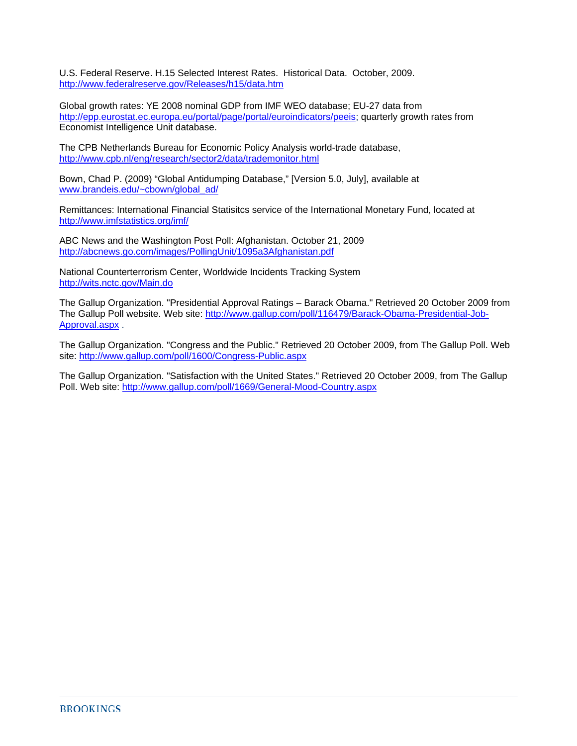U.S. Federal Reserve. H.15 Selected Interest Rates. Historical Data. October, 2009. http://www.federalreserve.gov/Releases/h15/data.htm

Global growth rates: YE 2008 nominal GDP from IMF WEO database; EU-27 data from http://epp.eurostat.ec.europa.eu/portal/page/portal/euroindicators/peeis; quarterly growth rates from Economist Intelligence Unit database.

The CPB Netherlands Bureau for Economic Policy Analysis world-trade database, http://www.cpb.nl/eng/research/sector2/data/trademonitor.html

Bown, Chad P. (2009) "Global Antidumping Database," [Version 5.0, July], available at www.brandeis.edu/~cbown/global_ad/

Remittances: International Financial Statisitcs service of the International Monetary Fund, located at http://www.imfstatistics.org/imf/

ABC News and the Washington Post Poll: Afghanistan. October 21, 2009 http://abcnews.go.com/images/PollingUnit/1095a3Afghanistan.pdf

National Counterterrorism Center, Worldwide Incidents Tracking System http://wits.nctc.gov/Main.do

The Gallup Organization. "Presidential Approval Ratings – Barack Obama." Retrieved 20 October 2009 from The Gallup Poll website. Web site: http://www.gallup.com/poll/116479/Barack-Obama-Presidential-Job-Approval.aspx .

The Gallup Organization. "Congress and the Public." Retrieved 20 October 2009, from The Gallup Poll. Web site: http://www.gallup.com/poll/1600/Congress-Public.aspx

The Gallup Organization. "Satisfaction with the United States." Retrieved 20 October 2009, from The Gallup Poll. Web site: http://www.gallup.com/poll/1669/General-Mood-Country.aspx